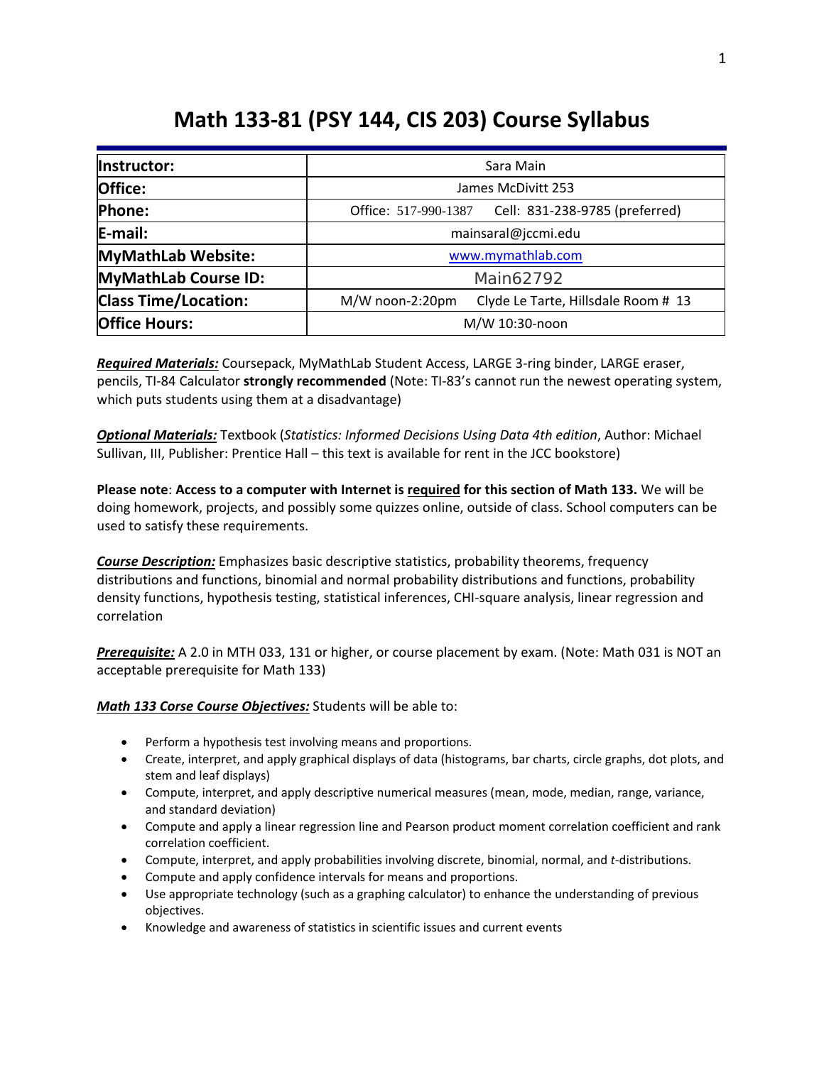# Math 133-81 (PSY 144, CIS 203) Course Syllabus

| Instructor: | Sara Main |
|---|---|
| Office: | James McDivitt 253 |
| Phone: | Office: 517-990-1387 Cell: 831-238-9785 (preferred) |
| E-mail: | mainsaral@jccmi.edu |
| MyMathLab Website: | www.mymathlab.com |
| MyMathLab Course ID: | Main62792 |
| Class Time/Location: | M/W noon-2:20pm Clyde Le Tarte, Hillsdale Room # 13 |
| Office Hours: | M/W 10:30-noon |

***Required Materials:*** Coursepack, MyMathLab Student Access, LARGE 3-ring binder, LARGE eraser, pencils, TI-84 Calculator **strongly recommended** (Note: TI-83's cannot run the newest operating system, which puts students using them at a disadvantage)

***Optional Materials:*** Textbook (*Statistics: Informed Decisions Using Data 4th edition*, Author: Michael Sullivan, III, Publisher: Prentice Hall – this text is available for rent in the JCC bookstore)

**Please note**: **Access to a computer with Internet is required for this section of Math 133.** We will be doing homework, projects, and possibly some quizzes online, outside of class. School computers can be used to satisfy these requirements.

***Course Description:*** Emphasizes basic descriptive statistics, probability theorems, frequency distributions and functions, binomial and normal probability distributions and functions, probability density functions, hypothesis testing, statistical inferences, CHI-square analysis, linear regression and correlation

***Prerequisite:*** A 2.0 in MTH 033, 131 or higher, or course placement by exam. (Note: Math 031 is NOT an acceptable prerequisite for Math 133)

***Math 133 Corse Course Objectives:*** Students will be able to:

- Perform a hypothesis test involving means and proportions.
- Create, interpret, and apply graphical displays of data (histograms, bar charts, circle graphs, dot plots, and stem and leaf displays)
- Compute, interpret, and apply descriptive numerical measures (mean, mode, median, range, variance, and standard deviation)
- Compute and apply a linear regression line and Pearson product moment correlation coefficient and rank correlation coefficient.
- Compute, interpret, and apply probabilities involving discrete, binomial, normal, and *t*-distributions.
- Compute and apply confidence intervals for means and proportions.
- Use appropriate technology (such as a graphing calculator) to enhance the understanding of previous objectives.
- Knowledge and awareness of statistics in scientific issues and current events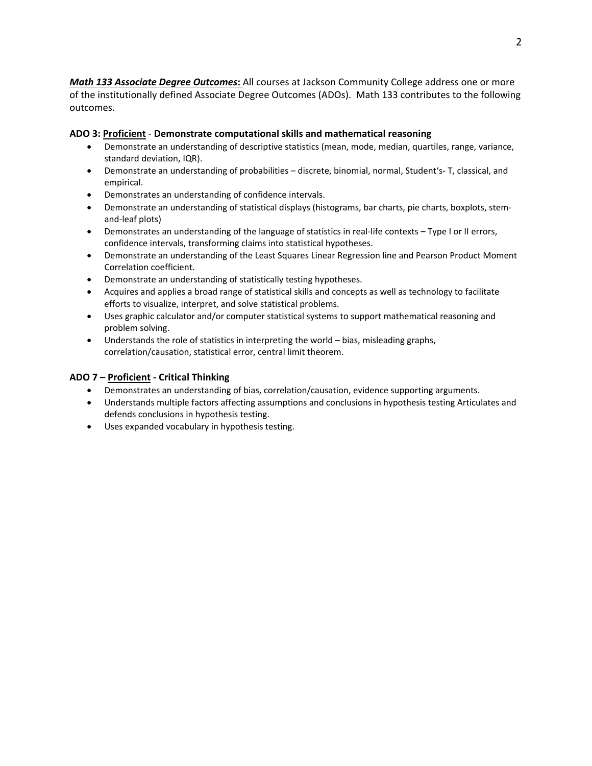***Math 133 Associate Degree Outcomes*:** All courses at Jackson Community College address one or more of the institutionally defined Associate Degree Outcomes (ADOs). Math 133 contributes to the following outcomes.

**ADO 3: Proficient - Demonstrate computational skills and mathematical reasoning**

- Demonstrate an understanding of descriptive statistics (mean, mode, median, quartiles, range, variance, standard deviation, IQR).
- Demonstrate an understanding of probabilities – discrete, binomial, normal, Student's- T, classical, and empirical.
- Demonstrates an understanding of confidence intervals.
- Demonstrate an understanding of statistical displays (histograms, bar charts, pie charts, boxplots, stem-and-leaf plots)
- Demonstrates an understanding of the language of statistics in real-life contexts – Type I or II errors, confidence intervals, transforming claims into statistical hypotheses.
- Demonstrate an understanding of the Least Squares Linear Regression line and Pearson Product Moment Correlation coefficient.
- Demonstrate an understanding of statistically testing hypotheses.
- Acquires and applies a broad range of statistical skills and concepts as well as technology to facilitate efforts to visualize, interpret, and solve statistical problems.
- Uses graphic calculator and/or computer statistical systems to support mathematical reasoning and problem solving.
- Understands the role of statistics in interpreting the world – bias, misleading graphs, correlation/causation, statistical error, central limit theorem.

**ADO 7 – Proficient - Critical Thinking**

- Demonstrates an understanding of bias, correlation/causation, evidence supporting arguments.
- Understands multiple factors affecting assumptions and conclusions in hypothesis testing Articulates and defends conclusions in hypothesis testing.
- Uses expanded vocabulary in hypothesis testing.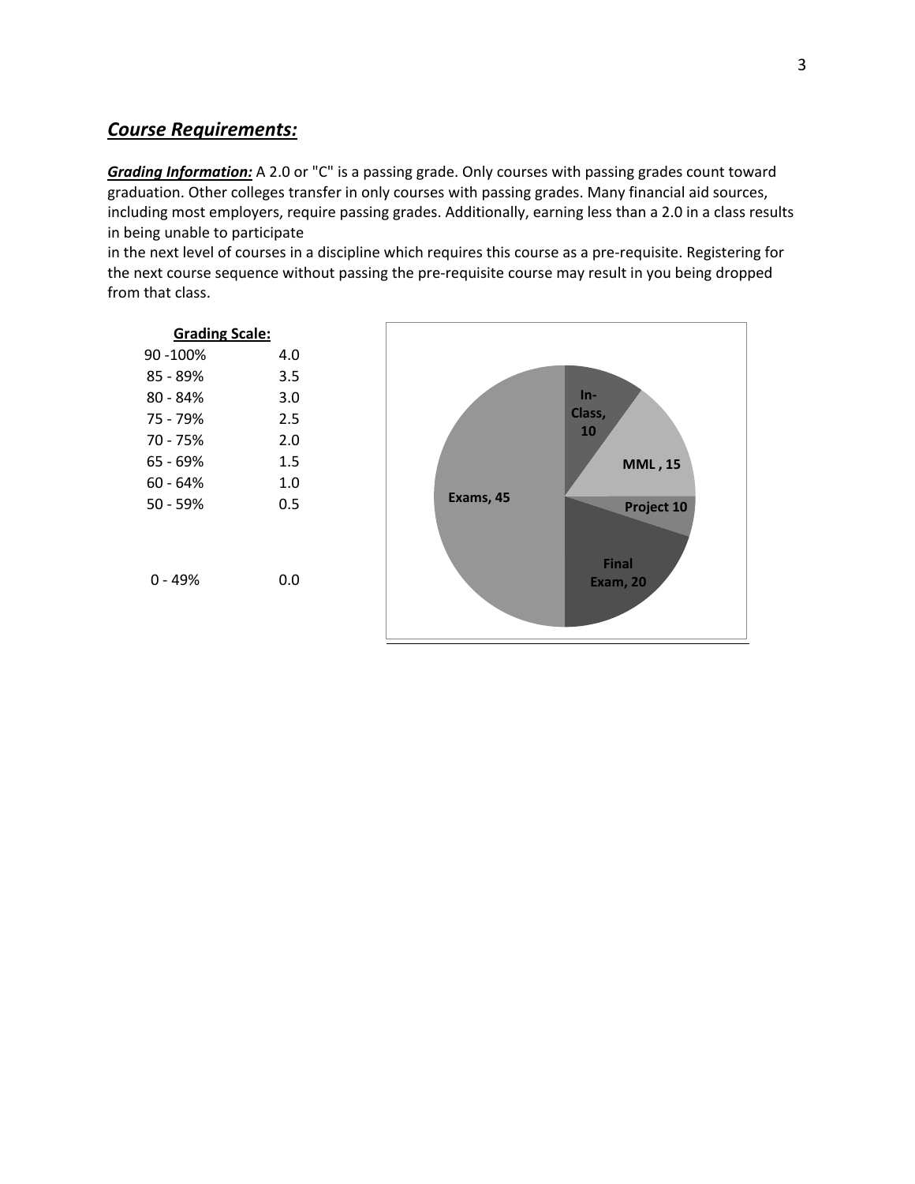## *Course Requirements:*

***Grading Information:*** A 2.0 or "C" is a passing grade. Only courses with passing grades count toward graduation. Other colleges transfer in only courses with passing grades. Many financial aid sources, including most employers, require passing grades. Additionally, earning less than a 2.0 in a class results in being unable to participate
in the next level of courses in a discipline which requires this course as a pre-requisite. Registering for the next course sequence without passing the pre-requisite course may result in you being dropped from that class.

**Grading Scale:**

| Percentage | Grade |
|---|---|
| 90 -100% | 4.0 |
| 85 - 89% | 3.5 |
| 80 - 84% | 3.0 |
| 75 - 79% | 2.5 |
| 70 - 75% | 2.0 |
| 65 - 69% | 1.5 |
| 60 - 64% | 1.0 |
| 50 - 59% | 0.5 |
| 0 - 49% | 0.0 |

In-Class, 10
MML , 15
Project 10
Final Exam, 20
Exams, 45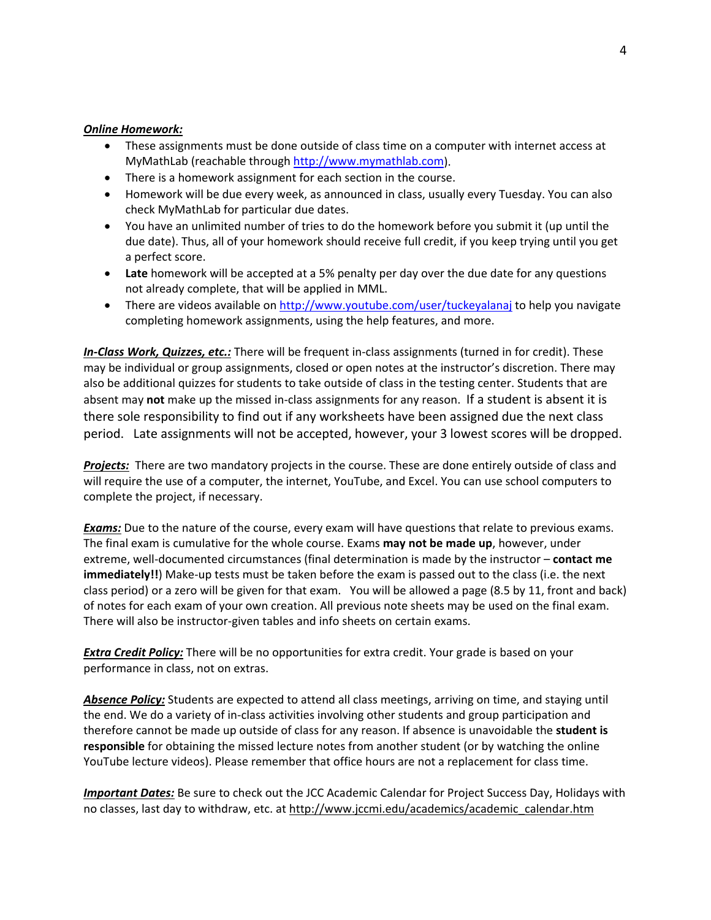***Online Homework:***

- These assignments must be done outside of class time on a computer with internet access at MyMathLab (reachable through http://www.mymathlab.com).
- There is a homework assignment for each section in the course.
- Homework will be due every week, as announced in class, usually every Tuesday. You can also check MyMathLab for particular due dates.
- You have an unlimited number of tries to do the homework before you submit it (up until the due date). Thus, all of your homework should receive full credit, if you keep trying until you get a perfect score.
- **Late** homework will be accepted at a 5% penalty per day over the due date for any questions not already complete, that will be applied in MML.
- There are videos available on http://www.youtube.com/user/tuckeyalanaj to help you navigate completing homework assignments, using the help features, and more.

***In-Class Work, Quizzes, etc.:*** There will be frequent in-class assignments (turned in for credit). These may be individual or group assignments, closed or open notes at the instructor's discretion. There may also be additional quizzes for students to take outside of class in the testing center. Students that are absent may **not** make up the missed in-class assignments for any reason. If a student is absent it is there sole responsibility to find out if any worksheets have been assigned due the next class period. Late assignments will not be accepted, however, your 3 lowest scores will be dropped.

***Projects:*** There are two mandatory projects in the course. These are done entirely outside of class and will require the use of a computer, the internet, YouTube, and Excel. You can use school computers to complete the project, if necessary.

***Exams:*** Due to the nature of the course, every exam will have questions that relate to previous exams. The final exam is cumulative for the whole course. Exams **may not be made up**, however, under extreme, well-documented circumstances (final determination is made by the instructor – **contact me immediately!!**) Make-up tests must be taken before the exam is passed out to the class (i.e. the next class period) or a zero will be given for that exam. You will be allowed a page (8.5 by 11, front and back) of notes for each exam of your own creation. All previous note sheets may be used on the final exam. There will also be instructor-given tables and info sheets on certain exams.

***Extra Credit Policy:*** There will be no opportunities for extra credit. Your grade is based on your performance in class, not on extras.

***Absence Policy:*** Students are expected to attend all class meetings, arriving on time, and staying until the end. We do a variety of in-class activities involving other students and group participation and therefore cannot be made up outside of class for any reason. If absence is unavoidable the **student is responsible** for obtaining the missed lecture notes from another student (or by watching the online YouTube lecture videos). Please remember that office hours are not a replacement for class time.

***Important Dates:*** Be sure to check out the JCC Academic Calendar for Project Success Day, Holidays with no classes, last day to withdraw, etc. at http://www.jccmi.edu/academics/academic_calendar.htm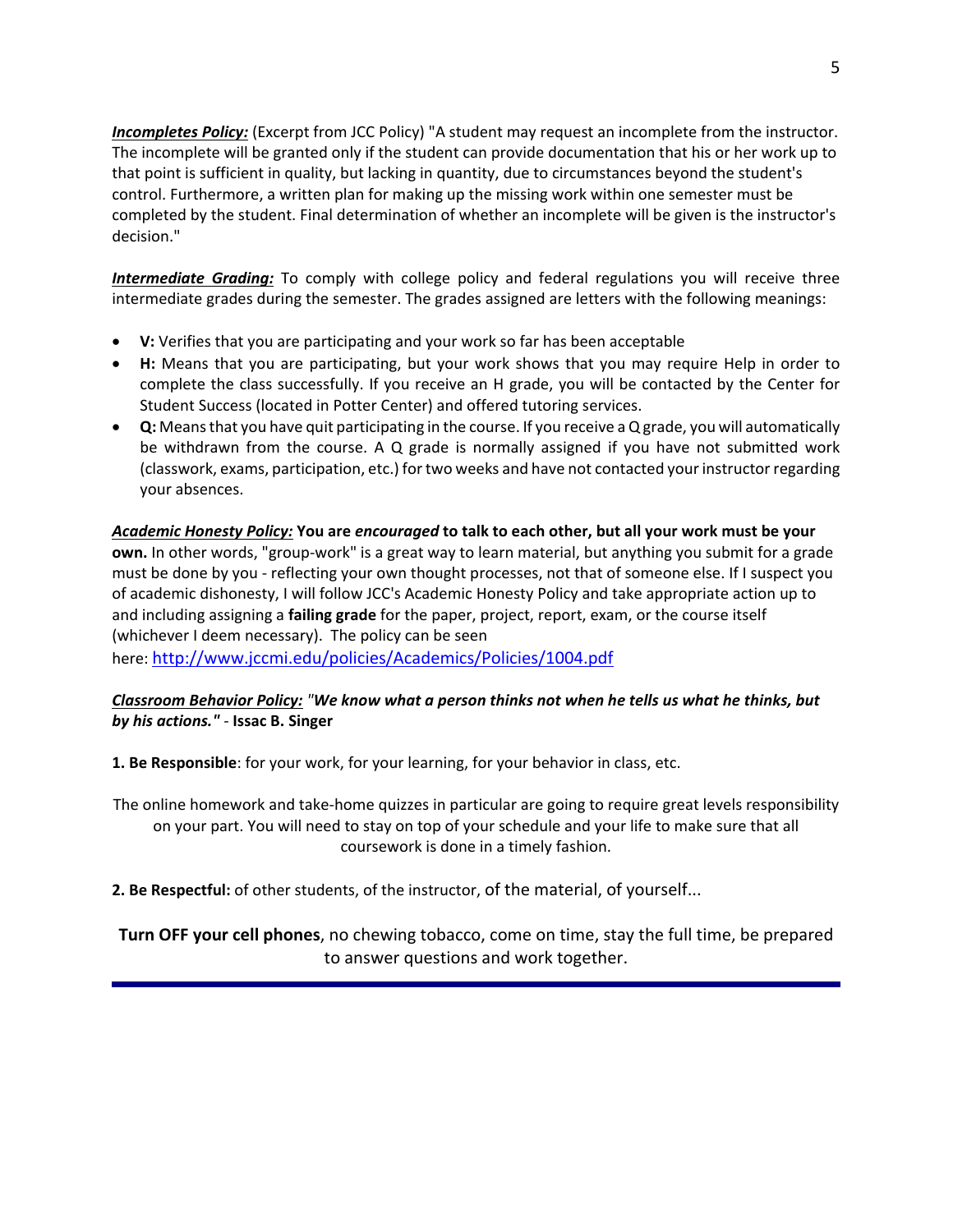***Incompletes Policy:*** (Excerpt from JCC Policy) "A student may request an incomplete from the instructor. The incomplete will be granted only if the student can provide documentation that his or her work up to that point is sufficient in quality, but lacking in quantity, due to circumstances beyond the student's control. Furthermore, a written plan for making up the missing work within one semester must be completed by the student. Final determination of whether an incomplete will be given is the instructor's decision."

***Intermediate Grading:*** To comply with college policy and federal regulations you will receive three intermediate grades during the semester. The grades assigned are letters with the following meanings:

- **V:** Verifies that you are participating and your work so far has been acceptable
- **H:** Means that you are participating, but your work shows that you may require Help in order to complete the class successfully. If you receive an H grade, you will be contacted by the Center for Student Success (located in Potter Center) and offered tutoring services.
- **Q:** Means that you have quit participating in the course. If you receive a Q grade, you will automatically be withdrawn from the course. A Q grade is normally assigned if you have not submitted work (classwork, exams, participation, etc.) for two weeks and have not contacted your instructor regarding your absences.

***Academic Honesty Policy:*** **You are *encouraged* to talk to each other, but all your work must be your own.** In other words, "group-work" is a great way to learn material, but anything you submit for a grade must be done by you - reflecting your own thought processes, not that of someone else. If I suspect you of academic dishonesty, I will follow JCC's Academic Honesty Policy and take appropriate action up to and including assigning a **failing grade** for the paper, project, report, exam, or the course itself (whichever I deem necessary). The policy can be seen here: http://www.jccmi.edu/policies/Academics/Policies/1004.pdf

***Classroom Behavior Policy:*** *"**We know what a person thinks not when he tells us what he thinks, but by his actions.**"* - **Issac B. Singer**

**1. Be Responsible**: for your work, for your learning, for your behavior in class, etc.

The online homework and take-home quizzes in particular are going to require great levels responsibility on your part. You will need to stay on top of your schedule and your life to make sure that all coursework is done in a timely fashion.

**2. Be Respectful:** of other students, of the instructor, of the material, of yourself...

**Turn OFF your cell phones**, no chewing tobacco, come on time, stay the full time, be prepared to answer questions and work together.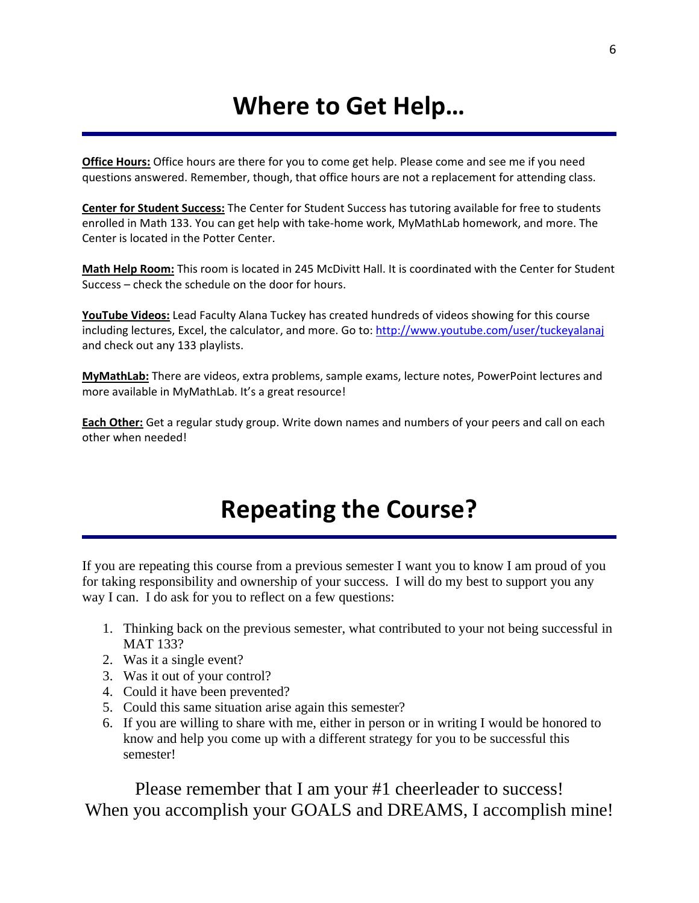# Where to Get Help…

**Office Hours:** Office hours are there for you to come get help. Please come and see me if you need questions answered. Remember, though, that office hours are not a replacement for attending class.

**Center for Student Success:** The Center for Student Success has tutoring available for free to students enrolled in Math 133. You can get help with take-home work, MyMathLab homework, and more. The Center is located in the Potter Center.

**Math Help Room:** This room is located in 245 McDivitt Hall. It is coordinated with the Center for Student Success – check the schedule on the door for hours.

**YouTube Videos:** Lead Faculty Alana Tuckey has created hundreds of videos showing for this course including lectures, Excel, the calculator, and more. Go to: http://www.youtube.com/user/tuckeyalanaj and check out any 133 playlists.

**MyMathLab:** There are videos, extra problems, sample exams, lecture notes, PowerPoint lectures and more available in MyMathLab. It's a great resource!

**Each Other:** Get a regular study group. Write down names and numbers of your peers and call on each other when needed!

# Repeating the Course?

If you are repeating this course from a previous semester I want you to know I am proud of you for taking responsibility and ownership of your success. I will do my best to support you any way I can. I do ask for you to reflect on a few questions:

1. Thinking back on the previous semester, what contributed to your not being successful in MAT 133?
2. Was it a single event?
3. Was it out of your control?
4. Could it have been prevented?
5. Could this same situation arise again this semester?
6. If you are willing to share with me, either in person or in writing I would be honored to know and help you come up with a different strategy for you to be successful this semester!

Please remember that I am your #1 cheerleader to success!
When you accomplish your GOALS and DREAMS, I accomplish mine!